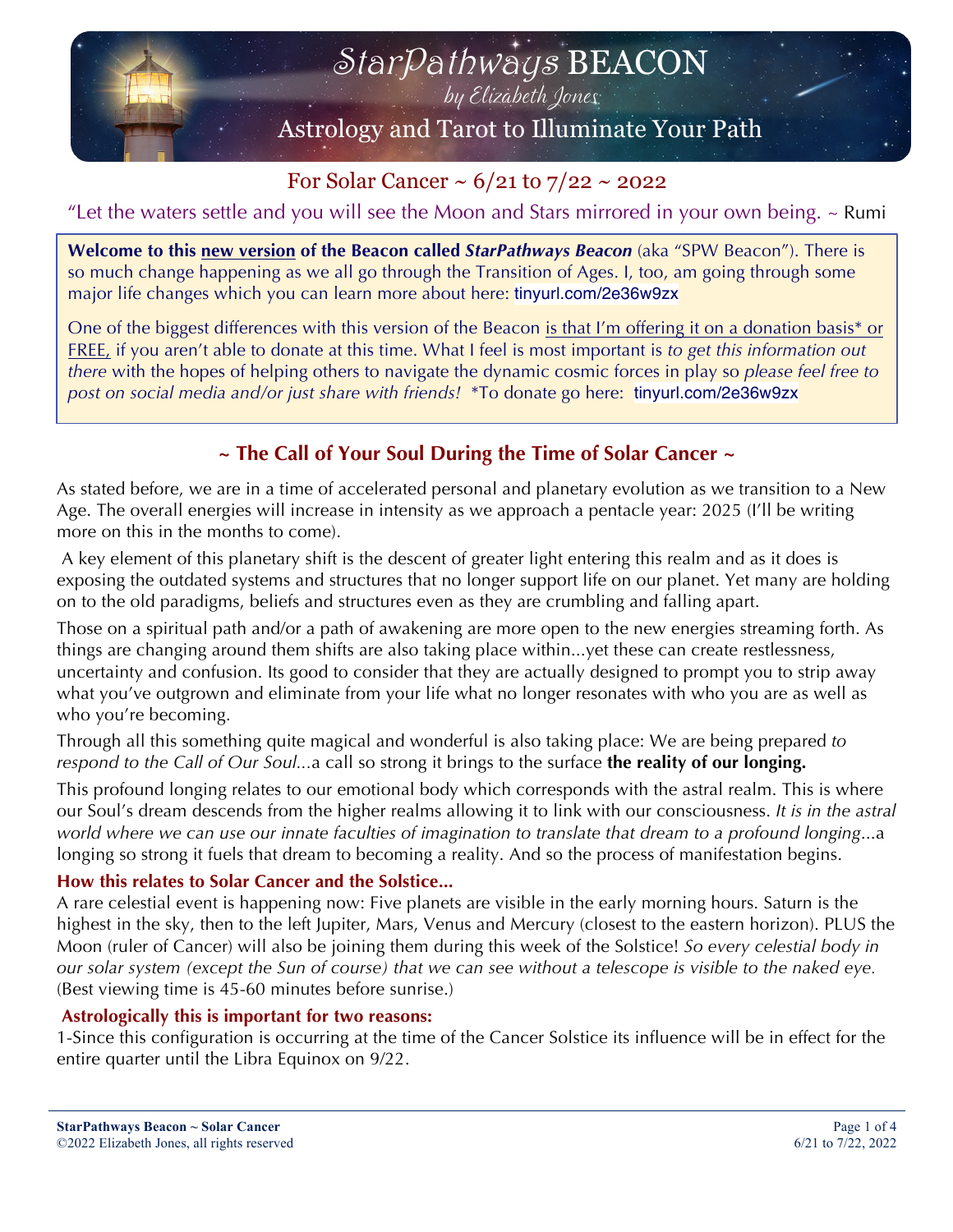# StarPathways BEACON

*by Elizabeth Jones*

## Astrology and Tarot to Illuminate Your Path

## For Solar Cancer ~ 6/21 to 7/22 ~ 2022

"Let the waters settle and you will see the Moon and Stars mirrored in your own being. ~ Rumi

**Welcome to this new version of the Beacon called *StarPathways Beacon*** (aka "SPW Beacon"). There is so much change happening as we all go through the Transition of Ages. I, too, am going through some major life changes which you can learn more about here: tinyurl.com/2e36w9zx

One of the biggest differences with this version of the Beacon is that I'm offering it on a donation basis* or FREE, if you aren't able to donate at this time. What I feel is most important is *to get this information out there* with the hopes of helping others to navigate the dynamic cosmic forces in play so *please feel free to post on social media and/or just share with friends!* *To donate go here: tinyurl.com/2e36w9zx

### ~ The Call of Your Soul During the Time of Solar Cancer ~

As stated before, we are in a time of accelerated personal and planetary evolution as we transition to a New Age. The overall energies will increase in intensity as we approach a pentacle year: 2025 (I'll be writing more on this in the months to come).

A key element of this planetary shift is the descent of greater light entering this realm and as it does is exposing the outdated systems and structures that no longer support life on our planet. Yet many are holding on to the old paradigms, beliefs and structures even as they are crumbling and falling apart.

Those on a spiritual path and/or a path of awakening are more open to the new energies streaming forth. As things are changing around them shifts are also taking place within...yet these can create restlessness, uncertainty and confusion. Its good to consider that they are actually designed to prompt you to strip away what you've outgrown and eliminate from your life what no longer resonates with who you are as well as who you're becoming.

Through all this something quite magical and wonderful is also taking place: We are being prepared *to respond to the Call of Our Soul*...a call so strong it brings to the surface **the reality of our longing.**

This profound longing relates to our emotional body which corresponds with the astral realm. This is where our Soul's dream descends from the higher realms allowing it to link with our consciousness. *It is in the astral world where we can use our innate faculties of imagination to translate that dream to a profound longing*...a longing so strong it fuels that dream to becoming a reality. And so the process of manifestation begins.

#### How this relates to Solar Cancer and the Solstice...

A rare celestial event is happening now: Five planets are visible in the early morning hours. Saturn is the highest in the sky, then to the left Jupiter, Mars, Venus and Mercury (closest to the eastern horizon). PLUS the Moon (ruler of Cancer) will also be joining them during this week of the Solstice! *So every celestial body in our solar system (except the Sun of course) that we can see without a telescope is visible to the naked eye.* (Best viewing time is 45-60 minutes before sunrise.)

#### Astrologically this is important for two reasons:

1-Since this configuration is occurring at the time of the Cancer Solstice its influence will be in effect for the entire quarter until the Libra Equinox on 9/22.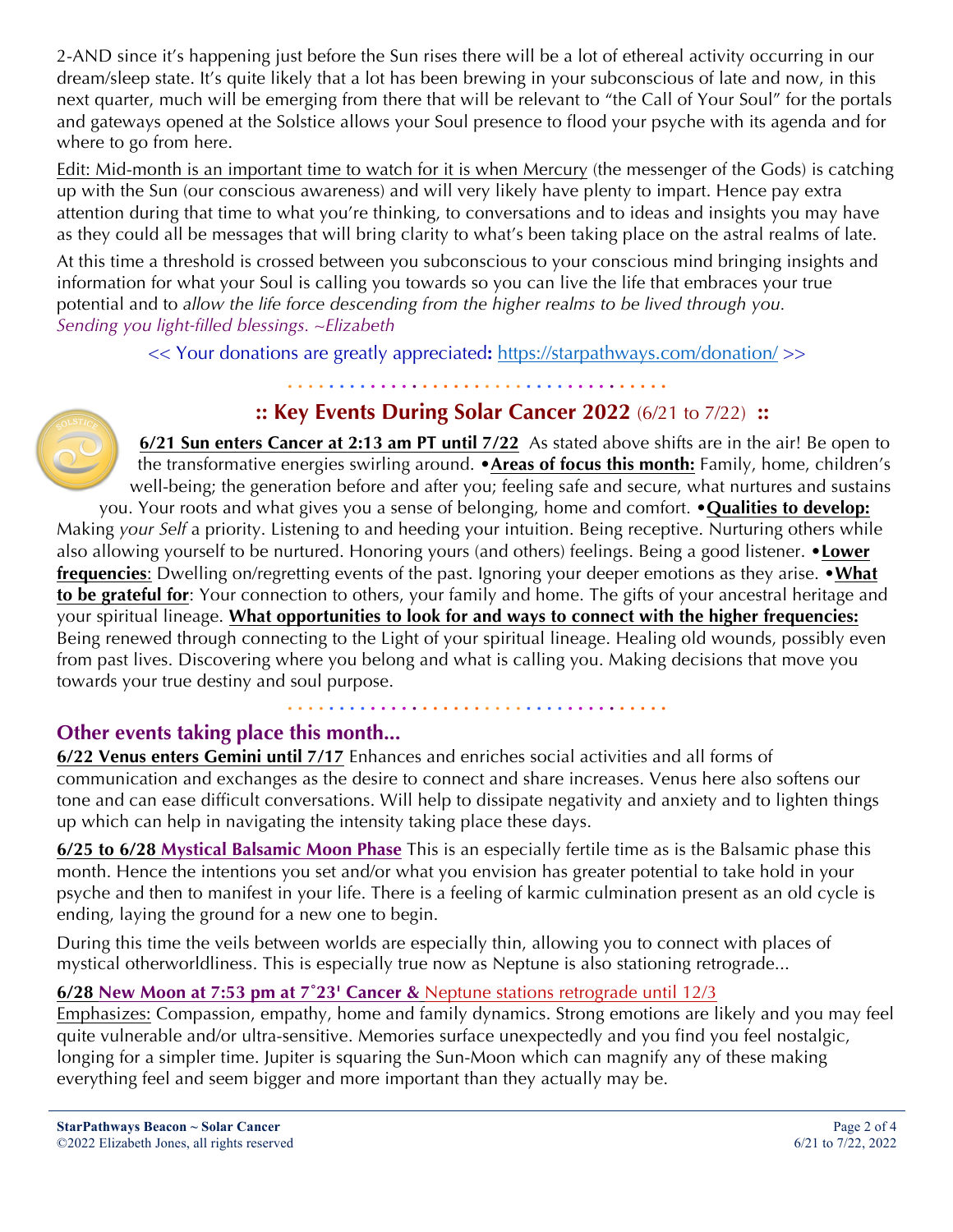2-AND since it's happening just before the Sun rises there will be a lot of ethereal activity occurring in our dream/sleep state. It's quite likely that a lot has been brewing in your subconscious of late and now, in this next quarter, much will be emerging from there that will be relevant to "the Call of Your Soul" for the portals and gateways opened at the Solstice allows your Soul presence to flood your psyche with its agenda and for where to go from here.

Edit: Mid-month is an important time to watch for it is when Mercury (the messenger of the Gods) is catching up with the Sun (our conscious awareness) and will very likely have plenty to impart. Hence pay extra attention during that time to what you're thinking, to conversations and to ideas and insights you may have as they could all be messages that will bring clarity to what's been taking place on the astral realms of late.

At this time a threshold is crossed between you subconscious to your conscious mind bringing insights and information for what your Soul is calling you towards so you can live the life that embraces your true potential and to *allow the life force descending from the higher realms to be lived through you.*
*Sending you light-filled blessings. ~Elizabeth*

<< Your donations are greatly appreciated**:** https://starpathways.com/donation/ >>

## :: Key Events During Solar Cancer 2022 (6/21 to 7/22) ::

**6/21 Sun enters Cancer at 2:13 am PT until 7/22** As stated above shifts are in the air! Be open to the transformative energies swirling around. •**Areas of focus this month:** Family, home, children's well-being; the generation before and after you; feeling safe and secure, what nurtures and sustains you. Your roots and what gives you a sense of belonging, home and comfort. •**Qualities to develop:** Making *your Self* a priority. Listening to and heeding your intuition. Being receptive. Nurturing others while also allowing yourself to be nurtured. Honoring yours (and others) feelings. Being a good listener. •**Lower frequencies**: Dwelling on/regretting events of the past. Ignoring your deeper emotions as they arise. •**What to be grateful for**: Your connection to others, your family and home. The gifts of your ancestral heritage and your spiritual lineage. **What opportunities to look for and ways to connect with the higher frequencies:** Being renewed through connecting to the Light of your spiritual lineage. Healing old wounds, possibly even from past lives. Discovering where you belong and what is calling you. Making decisions that move you towards your true destiny and soul purpose.

## Other events taking place this month...

**6/22 Venus enters Gemini until 7/17** Enhances and enriches social activities and all forms of communication and exchanges as the desire to connect and share increases. Venus here also softens our tone and can ease difficult conversations. Will help to dissipate negativity and anxiety and to lighten things up which can help in navigating the intensity taking place these days.

**6/25 to 6/28 Mystical Balsamic Moon Phase** This is an especially fertile time as is the Balsamic phase this month. Hence the intentions you set and/or what you envision has greater potential to take hold in your psyche and then to manifest in your life. There is a feeling of karmic culmination present as an old cycle is ending, laying the ground for a new one to begin.

During this time the veils between worlds are especially thin, allowing you to connect with places of mystical otherworldliness. This is especially true now as Neptune is also stationing retrograde...

**6/28 New Moon at 7:53 pm at 7˚23' Cancer &** Neptune stations retrograde until 12/3

Emphasizes: Compassion, empathy, home and family dynamics. Strong emotions are likely and you may feel quite vulnerable and/or ultra-sensitive. Memories surface unexpectedly and you find you feel nostalgic, longing for a simpler time. Jupiter is squaring the Sun-Moon which can magnify any of these making everything feel and seem bigger and more important than they actually may be.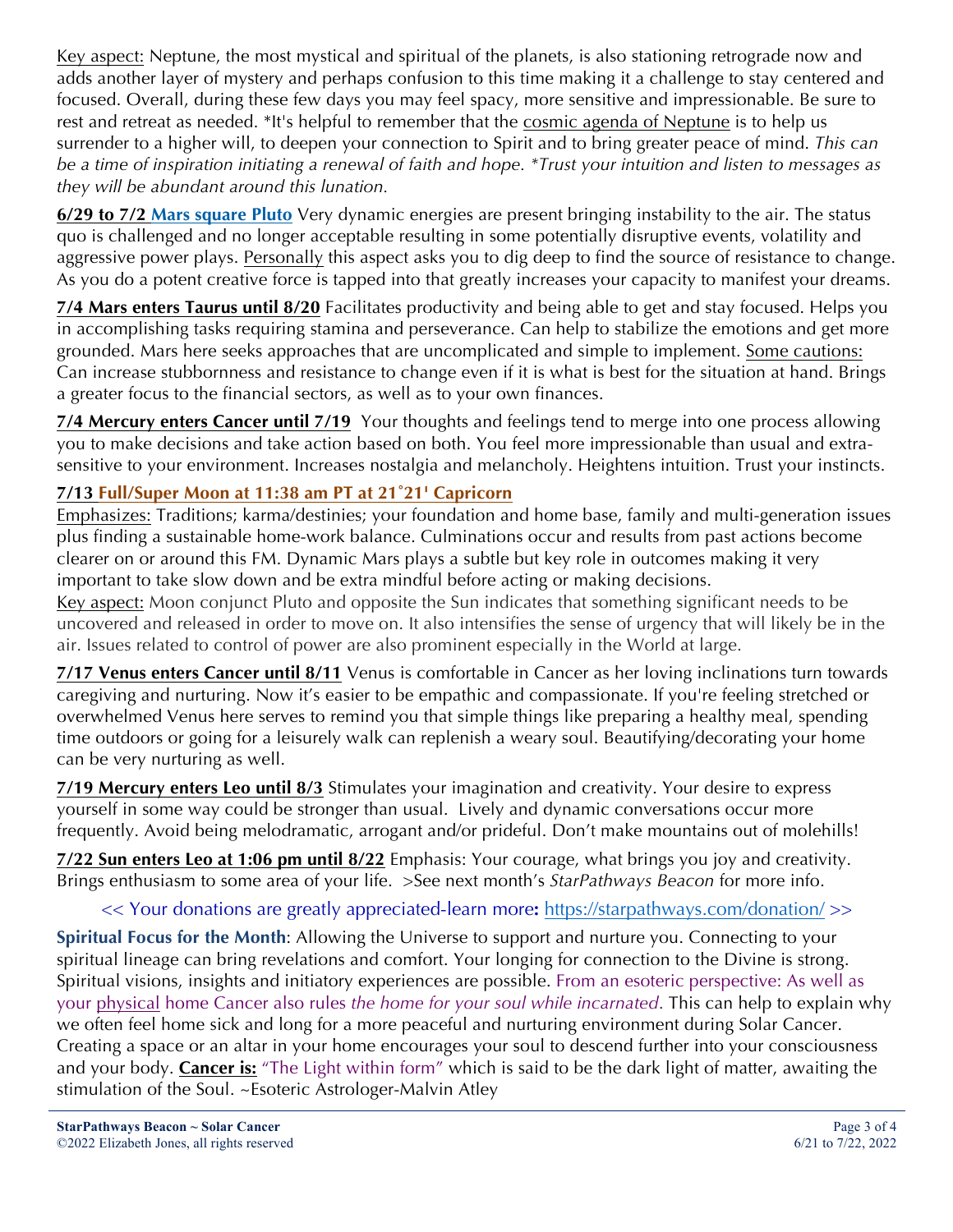Key aspect: Neptune, the most mystical and spiritual of the planets, is also stationing retrograde now and adds another layer of mystery and perhaps confusion to this time making it a challenge to stay centered and focused. Overall, during these few days you may feel spacy, more sensitive and impressionable. Be sure to rest and retreat as needed. *It's helpful to remember that the cosmic agenda of Neptune is to help us surrender to a higher will, to deepen your connection to Spirit and to bring greater peace of mind. *This can be a time of inspiration initiating a renewal of faith and hope. *Trust your intuition and listen to messages as they will be abundant around this lunation.*

**6/29 to 7/2 Mars square Pluto** Very dynamic energies are present bringing instability to the air. The status quo is challenged and no longer acceptable resulting in some potentially disruptive events, volatility and aggressive power plays. Personally this aspect asks you to dig deep to find the source of resistance to change. As you do a potent creative force is tapped into that greatly increases your capacity to manifest your dreams.

**7/4 Mars enters Taurus until 8/20** Facilitates productivity and being able to get and stay focused. Helps you in accomplishing tasks requiring stamina and perseverance. Can help to stabilize the emotions and get more grounded. Mars here seeks approaches that are uncomplicated and simple to implement. Some cautions: Can increase stubbornness and resistance to change even if it is what is best for the situation at hand. Brings a greater focus to the financial sectors, as well as to your own finances.

**7/4 Mercury enters Cancer until 7/19** Your thoughts and feelings tend to merge into one process allowing you to make decisions and take action based on both. You feel more impressionable than usual and extra-sensitive to your environment. Increases nostalgia and melancholy. Heightens intuition. Trust your instincts.

**7/13 Full/Super Moon at 11:38 am PT at 21˚21' Capricorn**

Emphasizes: Traditions; karma/destinies; your foundation and home base, family and multi-generation issues plus finding a sustainable home-work balance. Culminations occur and results from past actions become clearer on or around this FM. Dynamic Mars plays a subtle but key role in outcomes making it very important to take slow down and be extra mindful before acting or making decisions.

Key aspect: Moon conjunct Pluto and opposite the Sun indicates that something significant needs to be uncovered and released in order to move on. It also intensifies the sense of urgency that will likely be in the air. Issues related to control of power are also prominent especially in the World at large.

**7/17 Venus enters Cancer until 8/11** Venus is comfortable in Cancer as her loving inclinations turn towards caregiving and nurturing. Now it's easier to be empathic and compassionate. If you're feeling stretched or overwhelmed Venus here serves to remind you that simple things like preparing a healthy meal, spending time outdoors or going for a leisurely walk can replenish a weary soul. Beautifying/decorating your home can be very nurturing as well.

**7/19 Mercury enters Leo until 8/3** Stimulates your imagination and creativity. Your desire to express yourself in some way could be stronger than usual. Lively and dynamic conversations occur more frequently. Avoid being melodramatic, arrogant and/or prideful. Don't make mountains out of molehills!

**7/22 Sun enters Leo at 1:06 pm until 8/22** Emphasis: Your courage, what brings you joy and creativity. Brings enthusiasm to some area of your life. >See next month's *StarPathways Beacon* for more info.

<< Your donations are greatly appreciated-learn more**:** https://starpathways.com/donation/ >>

**Spiritual Focus for the Month**: Allowing the Universe to support and nurture you. Connecting to your spiritual lineage can bring revelations and comfort. Your longing for connection to the Divine is strong. Spiritual visions, insights and initiatory experiences are possible. From an esoteric perspective: As well as your physical home Cancer also rules *the home for your soul while incarnated*. This can help to explain why we often feel home sick and long for a more peaceful and nurturing environment during Solar Cancer. Creating a space or an altar in your home encourages your soul to descend further into your consciousness and your body. **Cancer is:** "The Light within form" which is said to be the dark light of matter, awaiting the stimulation of the Soul. ~Esoteric Astrologer-Malvin Atley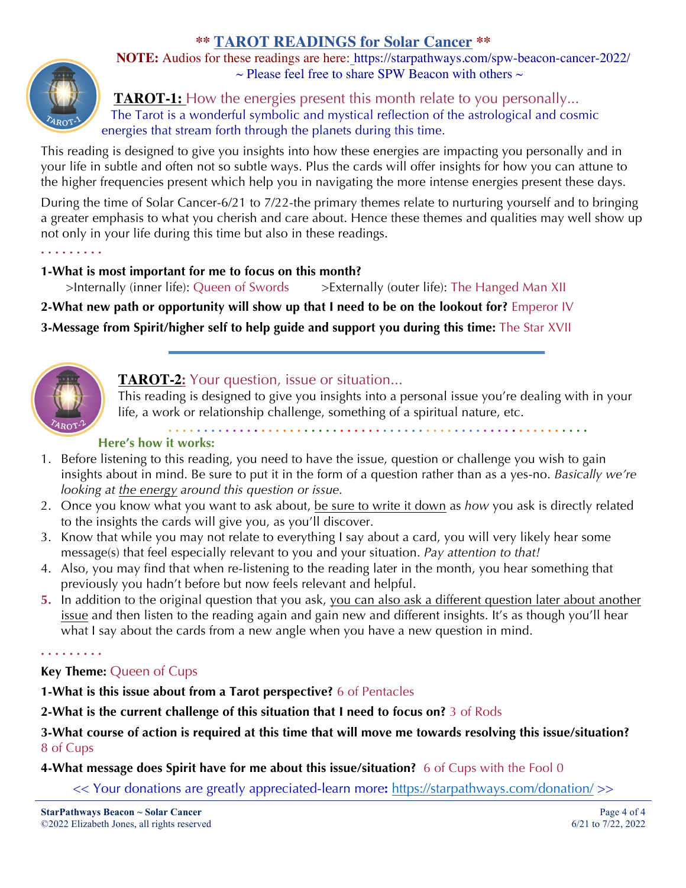# ** TAROT READINGS for Solar Cancer **

**NOTE:** Audios for these readings are here: https://starpathways.com/spw-beacon-cancer-2022/

~ Please feel free to share SPW Beacon with others ~

## TAROT-1: How the energies present this month relate to you personally...

The Tarot is a wonderful symbolic and mystical reflection of the astrological and cosmic energies that stream forth through the planets during this time.

This reading is designed to give you insights into how these energies are impacting you personally and in your life in subtle and often not so subtle ways. Plus the cards will offer insights for how you can attune to the higher frequencies present which help you in navigating the more intense energies present these days.

During the time of Solar Cancer-6/21 to 7/22-the primary themes relate to nurturing yourself and to bringing a greater emphasis to what you cherish and care about. Hence these themes and qualities may well show up not only in your life during this time but also in these readings.

. . . . . . . . .

**1-What is most important for me to focus on this month?**

>Internally (inner life): Queen of Swords  >Externally (outer life): The Hanged Man XII

**2-What new path or opportunity will show up that I need to be on the lookout for?** Emperor IV

**3-Message from Spirit/higher self to help guide and support you during this time:** The Star XVII

## TAROT-2: Your question, issue or situation...

This reading is designed to give you insights into a personal issue you're dealing with in your life, a work or relationship challenge, something of a spiritual nature, etc.

**Here's how it works:**

1. Before listening to this reading, you need to have the issue, question or challenge you wish to gain insights about in mind. Be sure to put it in the form of a question rather than as a yes-no. *Basically we're looking at the energy around this question or issue.*
2. Once you know what you want to ask about, be sure to write it down as *how* you ask is directly related to the insights the cards will give you, as you'll discover.
3. Know that while you may not relate to everything I say about a card, you will very likely hear some message(s) that feel especially relevant to you and your situation. *Pay attention to that!*
4. Also, you may find that when re-listening to the reading later in the month, you hear something that previously you hadn't before but now feels relevant and helpful.
5. In addition to the original question that you ask, you can also ask a different question later about another issue and then listen to the reading again and gain new and different insights. It's as though you'll hear what I say about the cards from a new angle when you have a new question in mind.

. . . . . . . . .

**Key Theme:** Queen of Cups

**1-What is this issue about from a Tarot perspective?** 6 of Pentacles

**2-What is the current challenge of this situation that I need to focus on?** 3 of Rods

**3-What course of action is required at this time that will move me towards resolving this issue/situation?** 8 of Cups

**4-What message does Spirit have for me about this issue/situation?** 6 of Cups with the Fool 0

<< Your donations are greatly appreciated-learn more**:** https://starpathways.com/donation/ >>